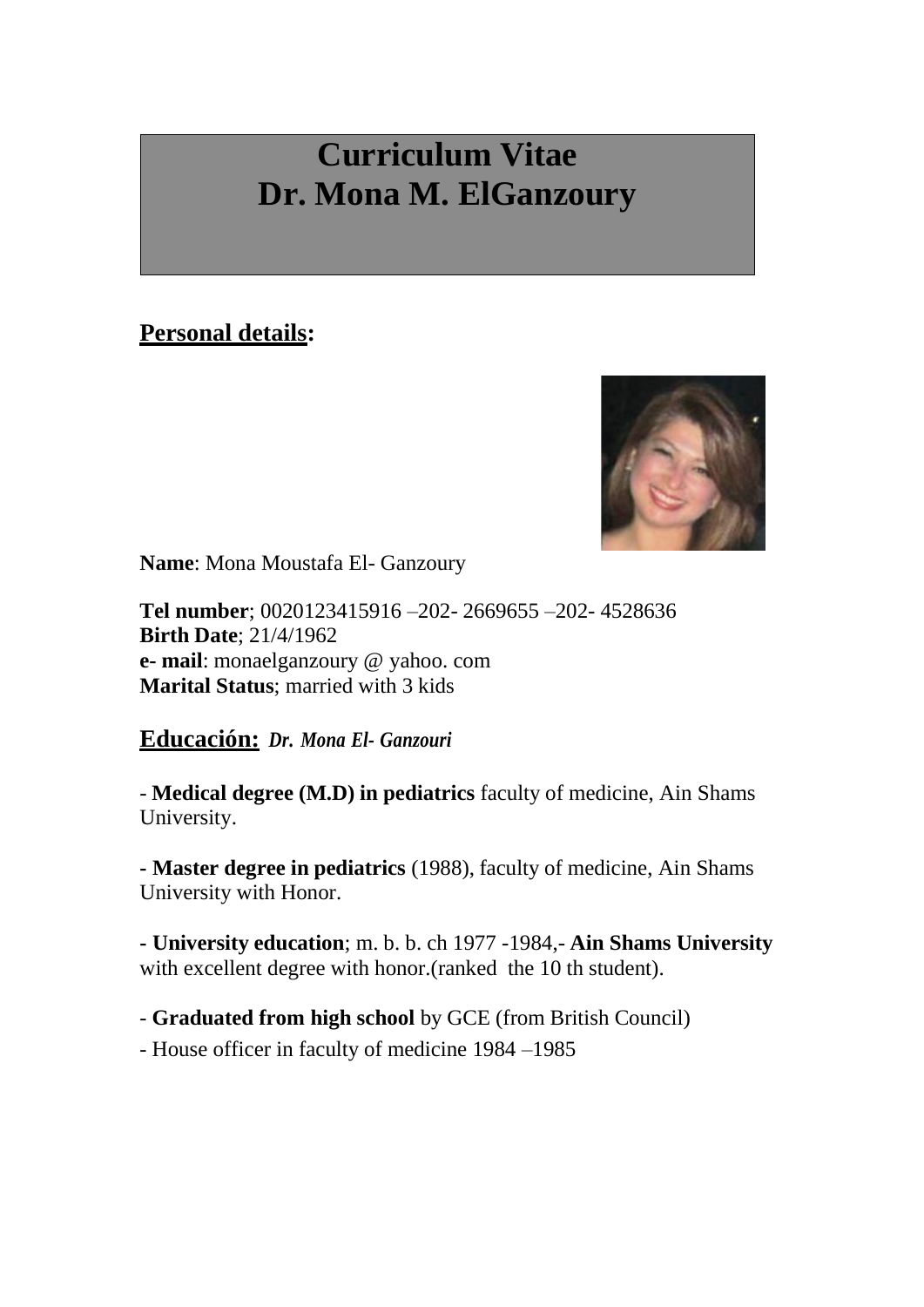# Curriculum Vitae
# Dr. Mona M. ElGanzoury

## Personal details:

**Name**: Mona Moustafa El- Ganzoury

**Tel number**; 0020123415916 –202- 2669655 –202- 4528636
**Birth Date**; 21/4/1962
**e- mail**: monaelganzoury @ yahoo. com
**Marital Status**; married with 3 kids

## Educación: *Dr. Mona El- Ganzouri*

- **Medical degree (M.D) in pediatrics** faculty of medicine, Ain Shams University.

- **Master degree in pediatrics** (1988), faculty of medicine, Ain Shams University with Honor.

- **University education**; m. b. b. ch 1977 -1984,- **Ain Shams University** with excellent degree with honor.(ranked the 10 th student).

- **Graduated from high school** by GCE (from British Council)

- House officer in faculty of medicine 1984 –1985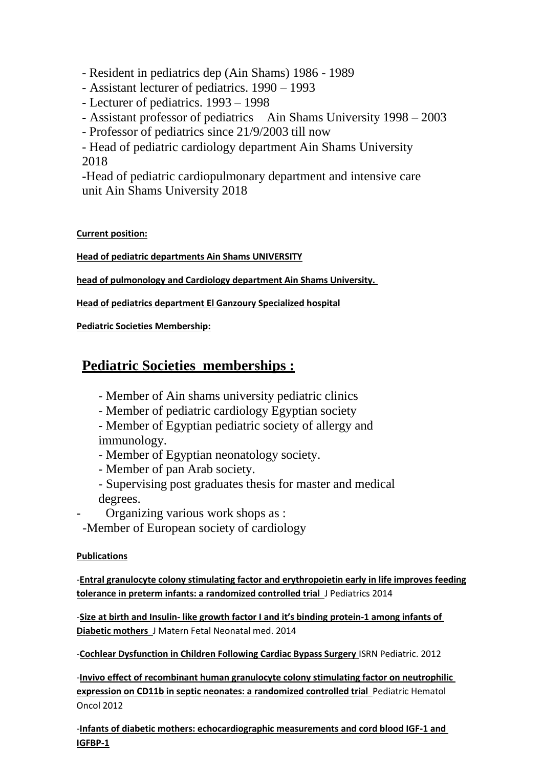- Resident in pediatrics dep (Ain Shams) 1986 - 1989
- Assistant lecturer of pediatrics. 1990 – 1993
- Lecturer of pediatrics. 1993 – 1998
- Assistant professor of pediatrics Ain Shams University 1998 – 2003
- Professor of pediatrics since 21/9/2003 till now
- Head of pediatric cardiology department Ain Shams University 2018
- Head of pediatric cardiopulmonary department and intensive care unit Ain Shams University 2018

**Current position:**

**Head of pediatric departments Ain Shams UNIVERSITY**

**head of pulmonology and Cardiology department Ain Shams University.**

**Head of pediatrics department El Ganzoury Specialized hospital**

**Pediatric Societies Membership:**

## Pediatric Societies memberships :

- Member of Ain shams university pediatric clinics
- Member of pediatric cardiology Egyptian society
- Member of Egyptian pediatric society of allergy and immunology.
- Member of Egyptian neonatology society.
- Member of pan Arab society.
- Supervising post graduates thesis for master and medical degrees.
- Organizing various work shops as :
- Member of European society of cardiology

**Publications**

-**Entral granulocyte colony stimulating factor and erythropoietin early in life improves feeding tolerance in preterm infants: a randomized controlled trial** J Pediatrics 2014

-**Size at birth and Insulin- like growth factor I and it's binding protein-1 among infants of Diabetic mothers** J Matern Fetal Neonatal med. 2014

-**Cochlear Dysfunction in Children Following Cardiac Bypass Surgery** ISRN Pediatric. 2012

-**Invivo effect of recombinant human granulocyte colony stimulating factor on neutrophilic expression on CD11b in septic neonates: a randomized controlled trial** Pediatric Hematol Oncol 2012

-**Infants of diabetic mothers: echocardiographic measurements and cord blood IGF-1 and IGFBP-1**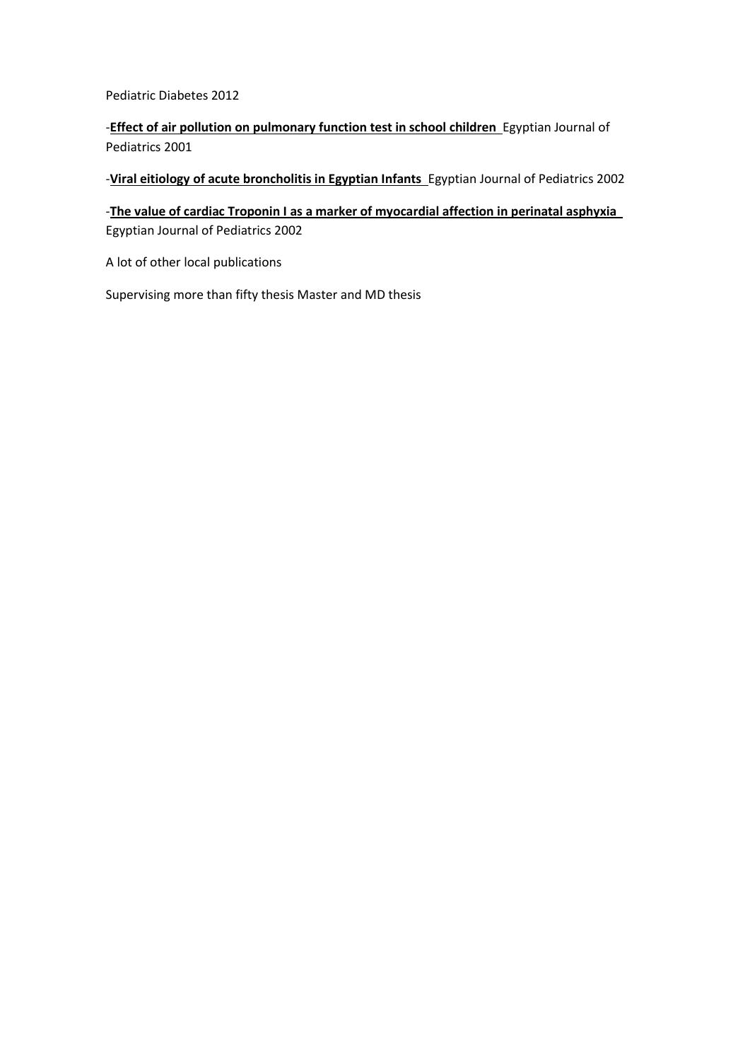Pediatric Diabetes 2012

-**Effect of air pollution on pulmonary function test in school children** Egyptian Journal of Pediatrics 2001

-**Viral eitiology of acute broncholitis in Egyptian Infants** Egyptian Journal of Pediatrics 2002

-**The value of cardiac Troponin I as a marker of myocardial affection in perinatal asphyxia** Egyptian Journal of Pediatrics 2002

A lot of other local publications

Supervising more than fifty thesis Master and MD thesis